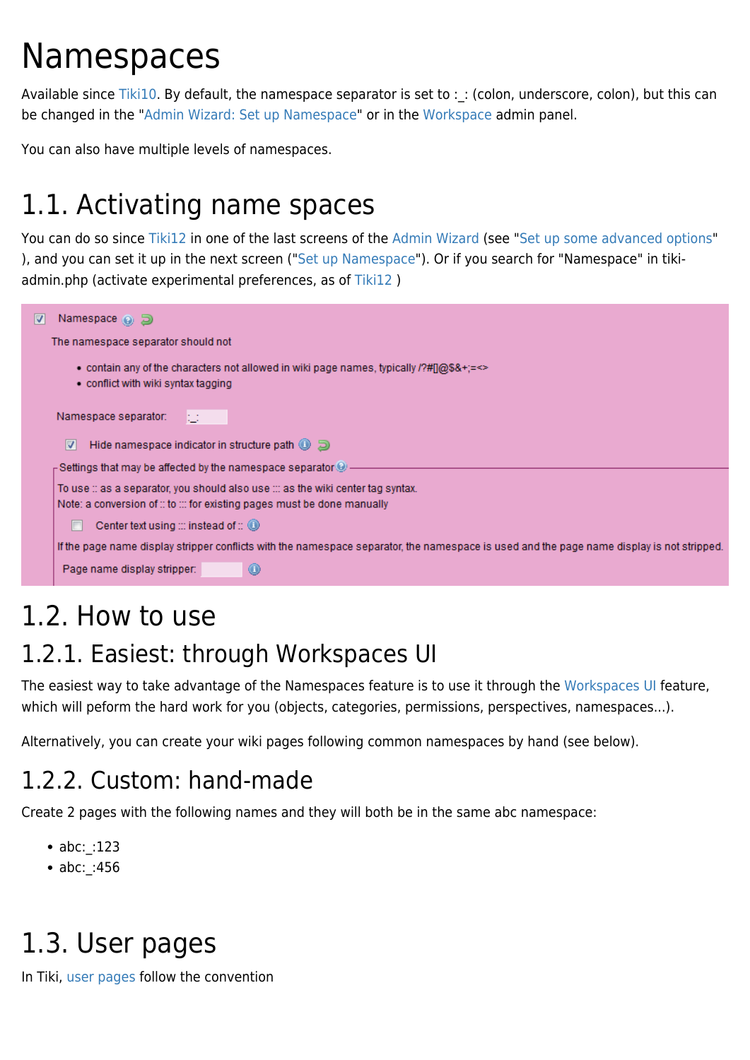# Namespaces

Available since Tiki10. By default, the namespace separator is set to :_: (colon, underscore, colon), but this can be changed in the "Admin Wizard: Set up Namespace" or in the Workspace admin panel.

You can also have multiple levels of namespaces.

## 1.1. Activating name spaces

You can do so since Tiki12 in one of the last screens of the Admin Wizard (see "Set up some advanced options" ), and you can set it up in the next screen ("Set up Namespace"). Or if you search for "Namespace" in tiki-admin.php (activate experimental preferences, as of Tiki12 )

☑ Namespace

The namespace separator should not

- contain any of the characters not allowed in wiki page names, typically /?#[]@$&+;=<>
- conflict with wiki syntax tagging

Namespace separator: :_:

☑ Hide namespace indicator in structure path

Settings that may be affected by the namespace separator

To use :: as a separator, you should also use ::: as the wiki center tag syntax.
Note: a conversion of :: to ::: for existing pages must be done manually

☐ Center text using ::: instead of ::

If the page name display stripper conflicts with the namespace separator, the namespace is used and the page name display is not stripped.

Page name display stripper:

## 1.2. How to use

### 1.2.1. Easiest: through Workspaces UI

The easiest way to take advantage of the Namespaces feature is to use it through the Workspaces UI feature, which will peform the hard work for you (objects, categories, permissions, perspectives, namespaces...).

Alternatively, you can create your wiki pages following common namespaces by hand (see below).

### 1.2.2. Custom: hand-made

Create 2 pages with the following names and they will both be in the same abc namespace:

- abc:_:123
- abc:_:456

## 1.3. User pages

In Tiki, user pages follow the convention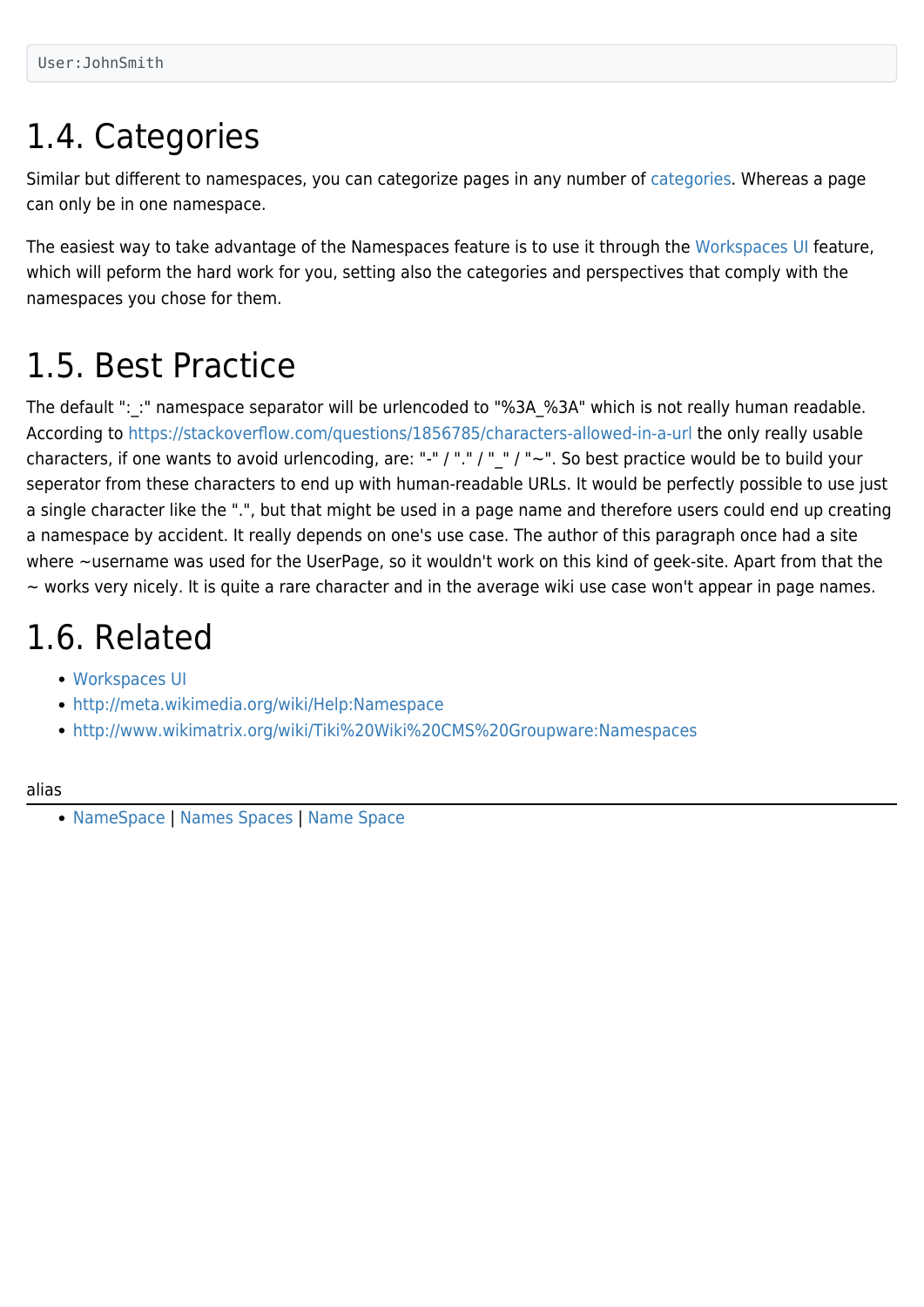```
User:JohnSmith
```

## 1.4. Categories

Similar but different to namespaces, you can categorize pages in any number of categories. Whereas a page can only be in one namespace.

The easiest way to take advantage of the Namespaces feature is to use it through the Workspaces UI feature, which will peform the hard work for you, setting also the categories and perspectives that comply with the namespaces you chose for them.

## 1.5. Best Practice

The default ":_:" namespace separator will be urlencoded to "%3A_%3A" which is not really human readable. According to https://stackoverflow.com/questions/1856785/characters-allowed-in-a-url the only really usable characters, if one wants to avoid urlencoding, are: "-" / "." / "_" / "~". So best practice would be to build your seperator from these characters to end up with human-readable URLs. It would be perfectly possible to use just a single character like the ".", but that might be used in a page name and therefore users could end up creating a namespace by accident. It really depends on one's use case. The author of this paragraph once had a site where ~username was used for the UserPage, so it wouldn't work on this kind of geek-site. Apart from that the ~ works very nicely. It is quite a rare character and in the average wiki use case won't appear in page names.

## 1.6. Related

- Workspaces UI
- http://meta.wikimedia.org/wiki/Help:Namespace
- http://www.wikimatrix.org/wiki/Tiki%20Wiki%20CMS%20Groupware:Namespaces

alias

- NameSpace | Names Spaces | Name Space